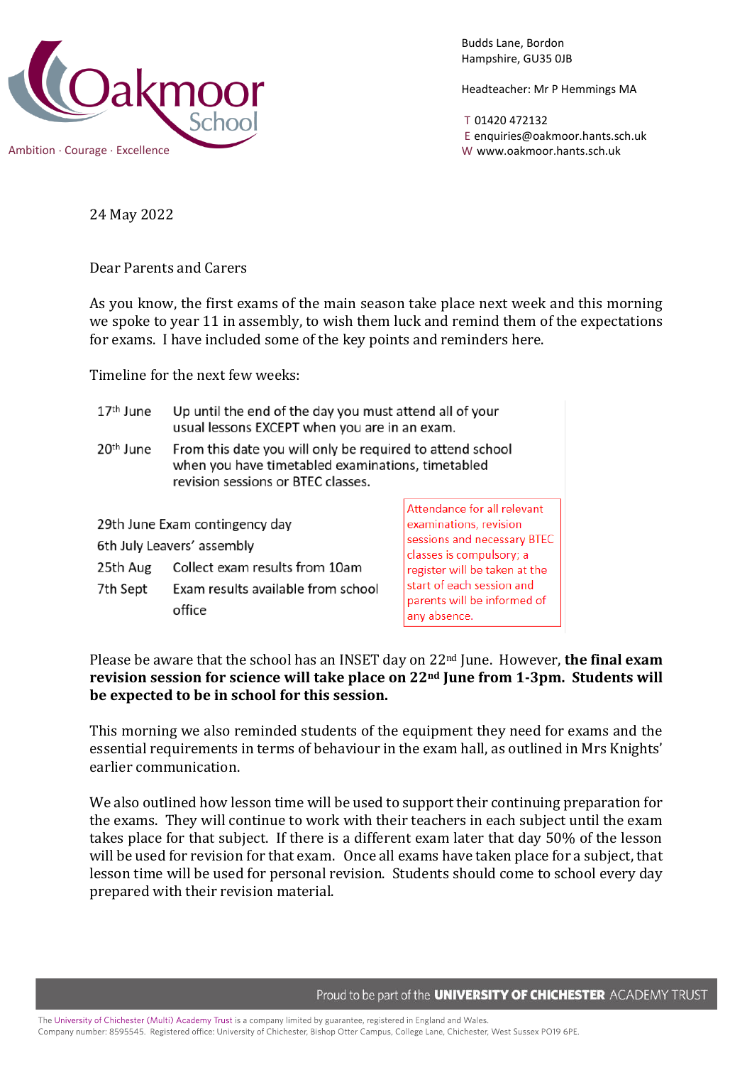Oakmoor School
Ambition · Courage · Excellence

Budds Lane, Bordon
Hampshire, GU35 0JB

Headteacher: Mr P Hemmings MA

T 01420 472132
E enquiries@oakmoor.hants.sch.uk
W www.oakmoor.hants.sch.uk

24 May 2022

Dear Parents and Carers

As you know, the first exams of the main season take place next week and this morning we spoke to year 11 in assembly, to wish them luck and remind them of the expectations for exams. I have included some of the key points and reminders here.

Timeline for the next few weeks:

| | |
|---|---|
| 17th June | Up until the end of the day you must attend all of your usual lessons EXCEPT when you are in an exam. |
| 20th June | From this date you will only be required to attend school when you have timetabled examinations, timetabled revision sessions or BTEC classes. |
| 29th June | Exam contingency day |
| 6th July | Leavers' assembly |
| 25th Aug | Collect exam results from 10am |
| 7th Sept | Exam results available from school office |

Attendance for all relevant examinations, revision sessions and necessary BTEC classes is compulsory; a register will be taken at the start of each session and parents will be informed of any absence.

Please be aware that the school has an INSET day on 22nd June. However, **the final exam revision session for science will take place on 22nd June from 1-3pm. Students will be expected to be in school for this session.**

This morning we also reminded students of the equipment they need for exams and the essential requirements in terms of behaviour in the exam hall, as outlined in Mrs Knights' earlier communication.

We also outlined how lesson time will be used to support their continuing preparation for the exams. They will continue to work with their teachers in each subject until the exam takes place for that subject. If there is a different exam later that day 50% of the lesson will be used for revision for that exam. Once all exams have taken place for a subject, that lesson time will be used for personal revision. Students should come to school every day prepared with their revision material.

Proud to be part of the **UNIVERSITY OF CHICHESTER** ACADEMY TRUST

The University of Chichester (Multi) Academy Trust is a company limited by guarantee, registered in England and Wales.
Company number: 8595545. Registered office: University of Chichester, Bishop Otter Campus, College Lane, Chichester, West Sussex PO19 6PE.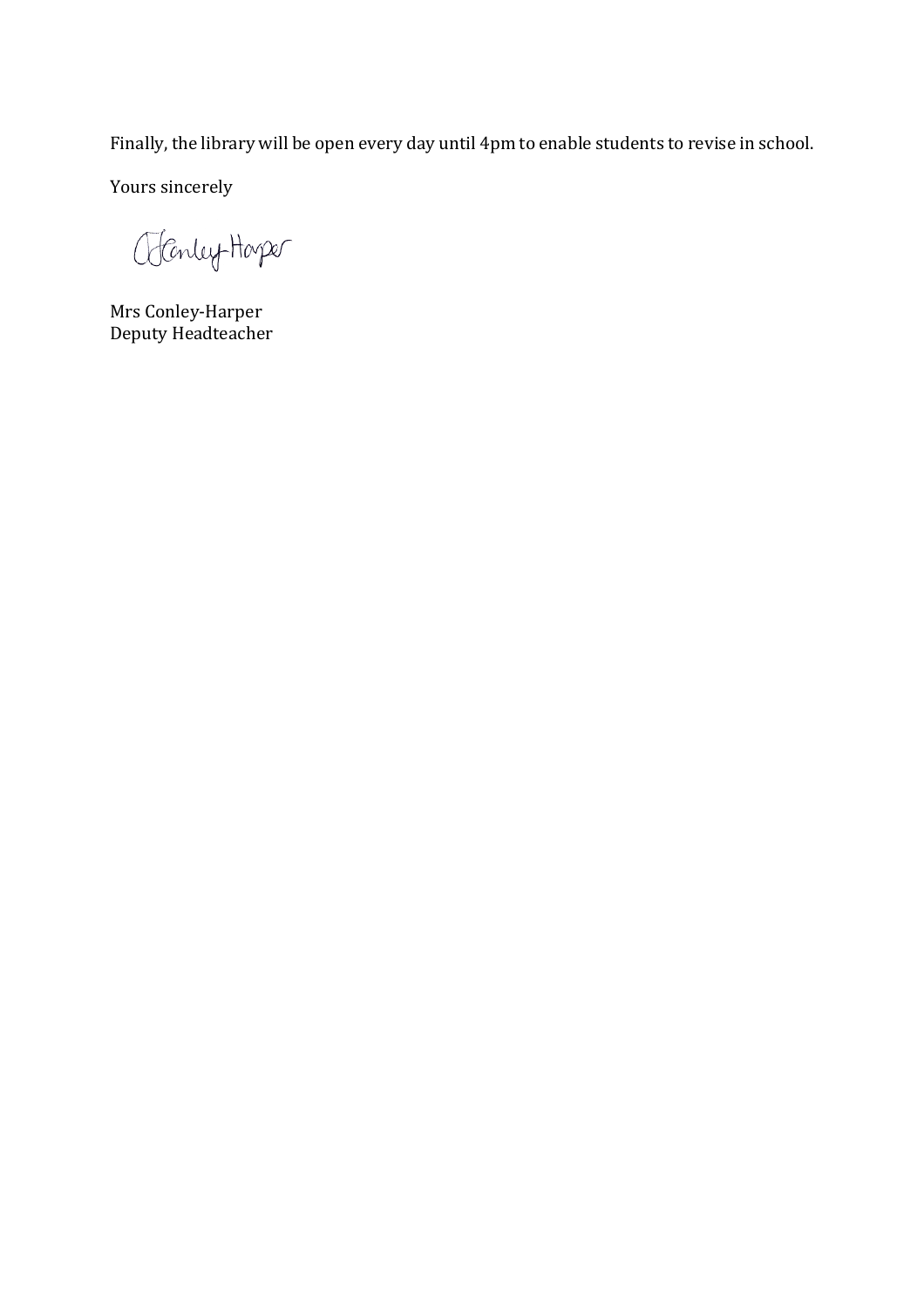Finally, the library will be open every day until 4pm to enable students to revise in school.

Yours sincerely

Mrs Conley-Harper
Deputy Headteacher